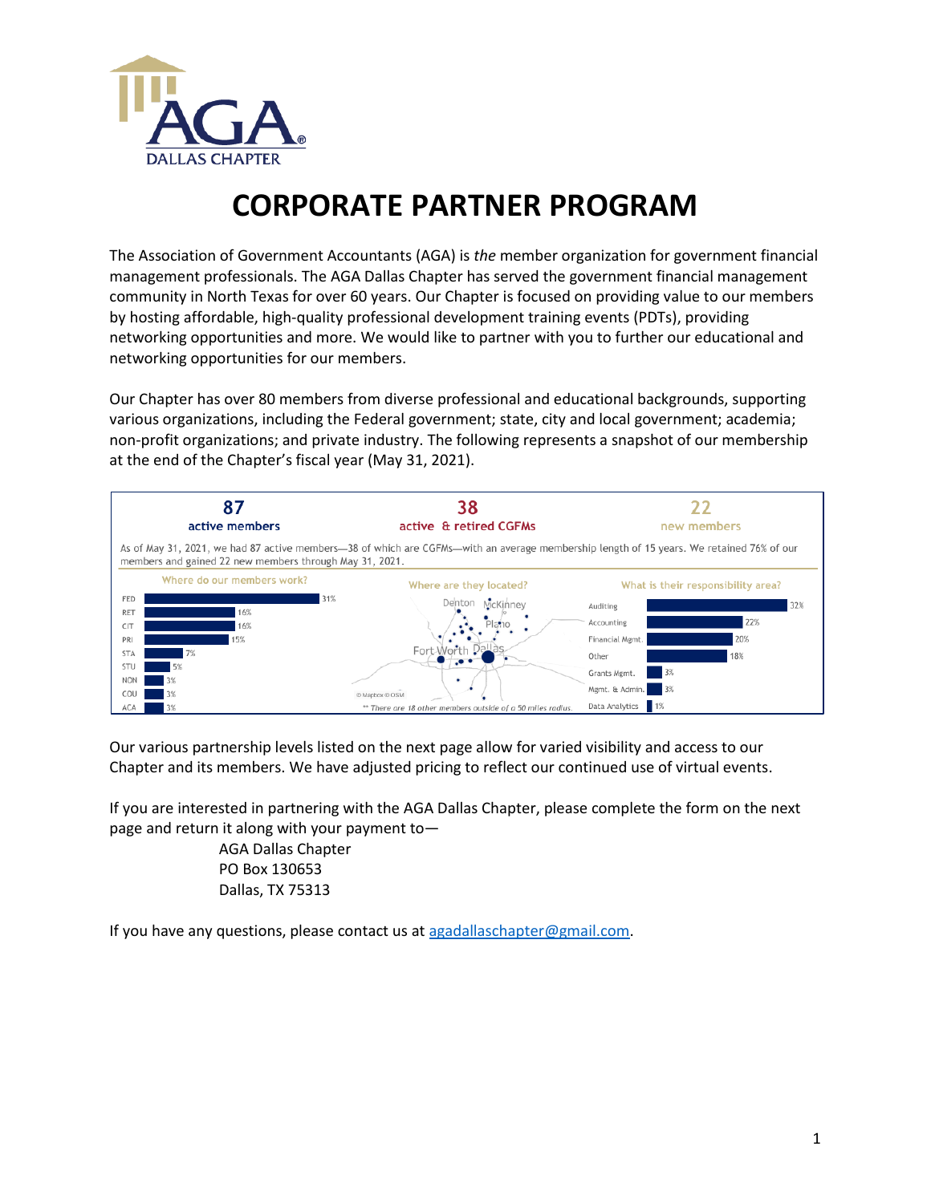AGA DALLAS CHAPTER

# CORPORATE PARTNER PROGRAM

The Association of Government Accountants (AGA) is *the* member organization for government financial management professionals. The AGA Dallas Chapter has served the government financial management community in North Texas for over 60 years. Our Chapter is focused on providing value to our members by hosting affordable, high-quality professional development training events (PDTs), providing networking opportunities and more. We would like to partner with you to further our educational and networking opportunities for our members.

Our Chapter has over 80 members from diverse professional and educational backgrounds, supporting various organizations, including the Federal government; state, city and local government; academia; non-profit organizations; and private industry. The following represents a snapshot of our membership at the end of the Chapter's fiscal year (May 31, 2021).

| 87 | 38 | 22 |
|---|---|---|
| active members | active & retired CGFMs | new members |

As of May 31, 2021, we had 87 active members—38 of which are CGFMs—with an average membership length of 15 years. We retained 76% of our members and gained 22 new members through May 31, 2021.

**Where do our members work?**

| Sector | % |
|---|---|
| FED | 31% |
| RET | 16% |
| CIT | 16% |
| PRI | 15% |
| STA | 7% |
| STU | 5% |
| NON | 3% |
| COU | 3% |
| ACA | 3% |

**Where are they located?**

Denton, McKinney, Plano, Fort Worth, Dallas

© Mapbox © OSM

** There are 18 other members outside of a 50 miles radius.

**What is their responsibility area?**

| Area | % |
|---|---|
| Auditing | 32% |
| Accounting | 22% |
| Financial Mgmt. | 20% |
| Other | 18% |
| Grants Mgmt. | 3% |
| Mgmt. & Admin. | 3% |
| Data Analytics | 1% |

Our various partnership levels listed on the next page allow for varied visibility and access to our Chapter and its members. We have adjusted pricing to reflect our continued use of virtual events.

If you are interested in partnering with the AGA Dallas Chapter, please complete the form on the next page and return it along with your payment to—

AGA Dallas Chapter
PO Box 130653
Dallas, TX 75313

If you have any questions, please contact us at agadallaschapter@gmail.com.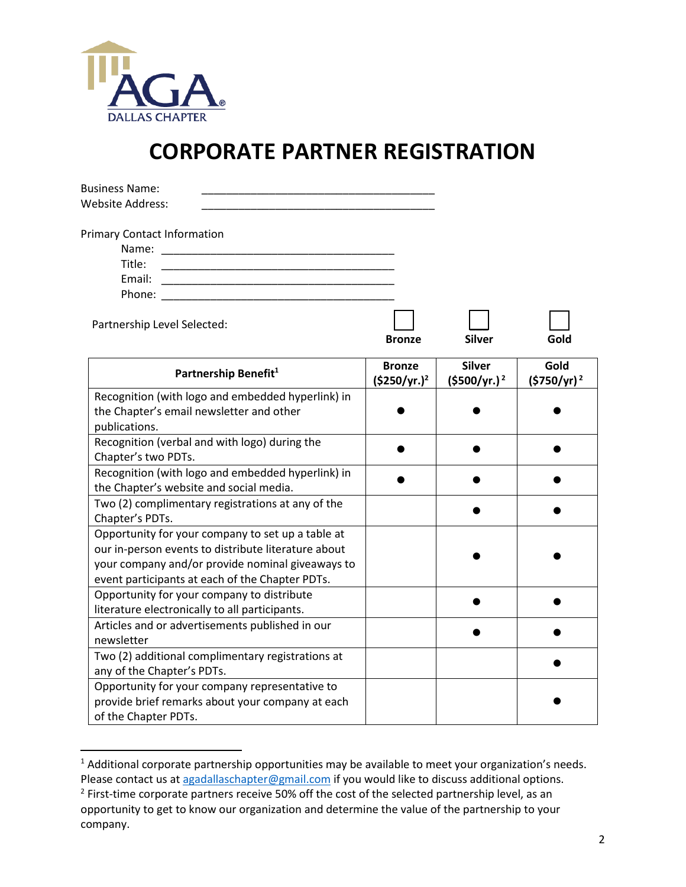AGA
DALLAS CHAPTER

# CORPORATE PARTNER REGISTRATION

Business Name: ______________________________________
Website Address: ______________________________________

Primary Contact Information
Name: ______________________________________
Title: ______________________________________
Email: ______________________________________
Phone: ______________________________________

Partnership Level Selected: ☐ Bronze ☐ Silver ☐ Gold

| Partnership Benefit[1] | Bronze ($250/yr.)[2] | Silver ($500/yr.)[2] | Gold ($750/yr)[2] |
|---|---|---|---|
| Recognition (with logo and embedded hyperlink) in the Chapter's email newsletter and other publications. | ● | ● | ● |
| Recognition (verbal and with logo) during the Chapter's two PDTs. | ● | ● | ● |
| Recognition (with logo and embedded hyperlink) in the Chapter's website and social media. | ● | ● | ● |
| Two (2) complimentary registrations at any of the Chapter's PDTs. | | ● | ● |
| Opportunity for your company to set up a table at our in-person events to distribute literature about your company and/or provide nominal giveaways to event participants at each of the Chapter PDTs. | | ● | ● |
| Opportunity for your company to distribute literature electronically to all participants. | | ● | ● |
| Articles and or advertisements published in our newsletter | | ● | ● |
| Two (2) additional complimentary registrations at any of the Chapter's PDTs. | | | ● |
| Opportunity for your company representative to provide brief remarks about your company at each of the Chapter PDTs. | | | ● |

[1] Additional corporate partnership opportunities may be available to meet your organization's needs. Please contact us at agadallaschapter@gmail.com if you would like to discuss additional options.

[2] First-time corporate partners receive 50% off the cost of the selected partnership level, as an opportunity to get to know our organization and determine the value of the partnership to your company.